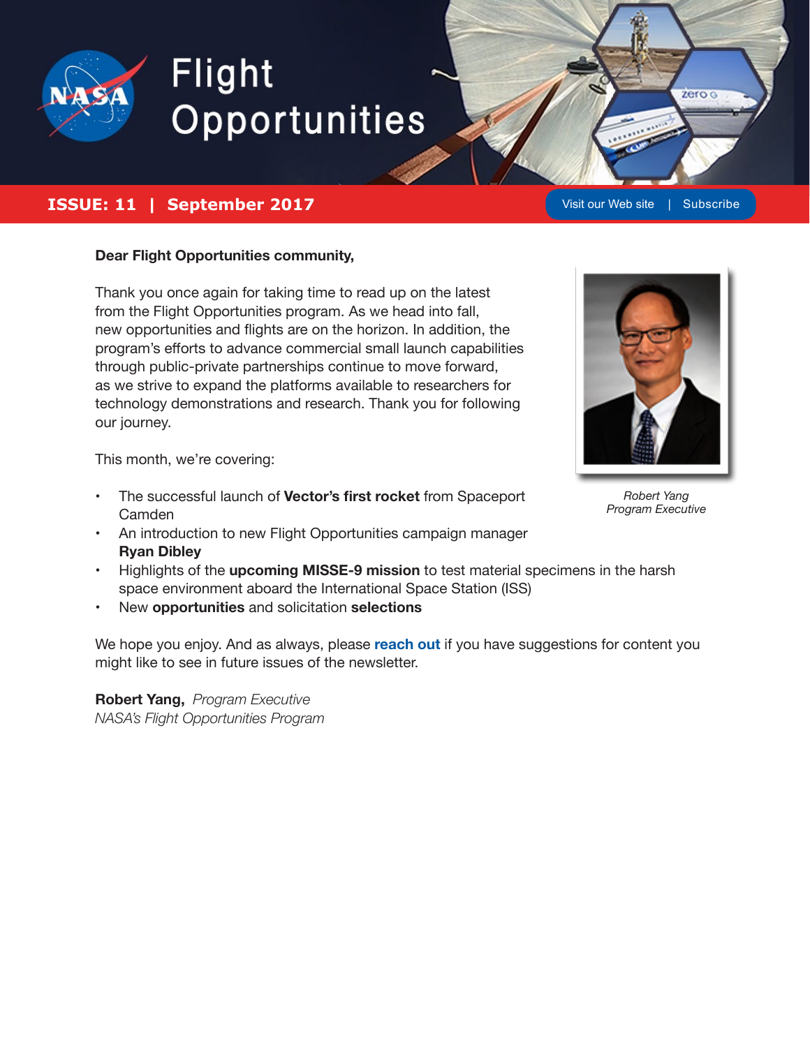# Flight Opportunities

**ISSUE: 11 | September 2017**

Visit our Web site | Subscribe

**Dear Flight Opportunities community,**

Thank you once again for taking time to read up on the latest from the Flight Opportunities program. As we head into fall, new opportunities and flights are on the horizon. In addition, the program's efforts to advance commercial small launch capabilities through public-private partnerships continue to move forward, as we strive to expand the platforms available to researchers for technology demonstrations and research. Thank you for following our journey.

*Robert Yang*
*Program Executive*

This month, we're covering:

- The successful launch of **Vector's first rocket** from Spaceport Camden
- An introduction to new Flight Opportunities campaign manager **Ryan Dibley**
- Highlights of the **upcoming MISSE-9 mission** to test material specimens in the harsh space environment aboard the International Space Station (ISS)
- New **opportunities** and solicitation **selections**

We hope you enjoy. And as always, please **reach out** if you have suggestions for content you might like to see in future issues of the newsletter.

**Robert Yang,** *Program Executive*
*NASA's Flight Opportunities Program*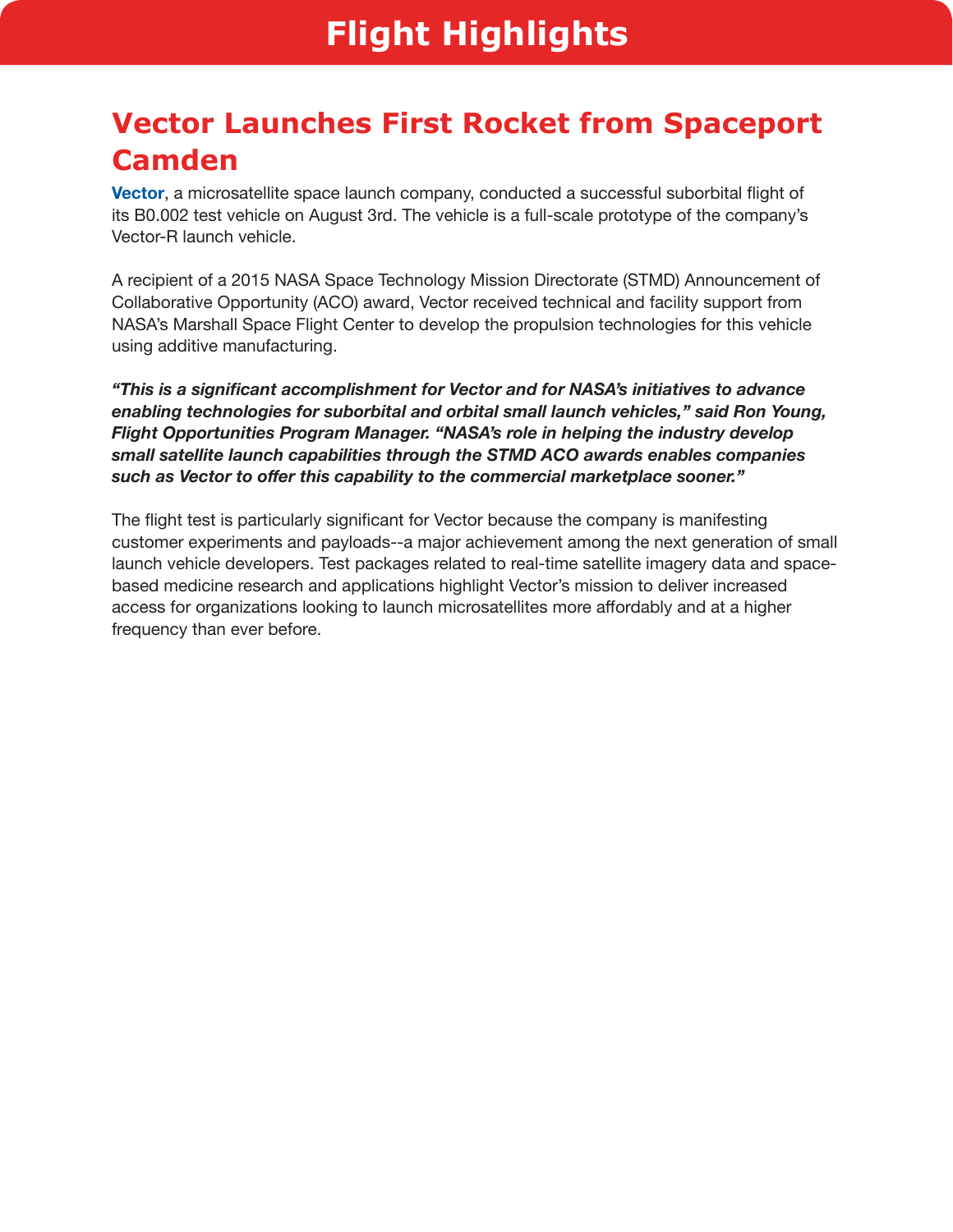# Flight Highlights

## Vector Launches First Rocket from Spaceport Camden

**Vector**, a microsatellite space launch company, conducted a successful suborbital flight of its B0.002 test vehicle on August 3rd. The vehicle is a full-scale prototype of the company's Vector-R launch vehicle.

A recipient of a 2015 NASA Space Technology Mission Directorate (STMD) Announcement of Collaborative Opportunity (ACO) award, Vector received technical and facility support from NASA's Marshall Space Flight Center to develop the propulsion technologies for this vehicle using additive manufacturing.

***"This is a significant accomplishment for Vector and for NASA's initiatives to advance enabling technologies for suborbital and orbital small launch vehicles," said Ron Young, Flight Opportunities Program Manager. "NASA's role in helping the industry develop small satellite launch capabilities through the STMD ACO awards enables companies such as Vector to offer this capability to the commercial marketplace sooner."***

The flight test is particularly significant for Vector because the company is manifesting customer experiments and payloads--a major achievement among the next generation of small launch vehicle developers. Test packages related to real-time satellite imagery data and space-based medicine research and applications highlight Vector's mission to deliver increased access for organizations looking to launch microsatellites more affordably and at a higher frequency than ever before.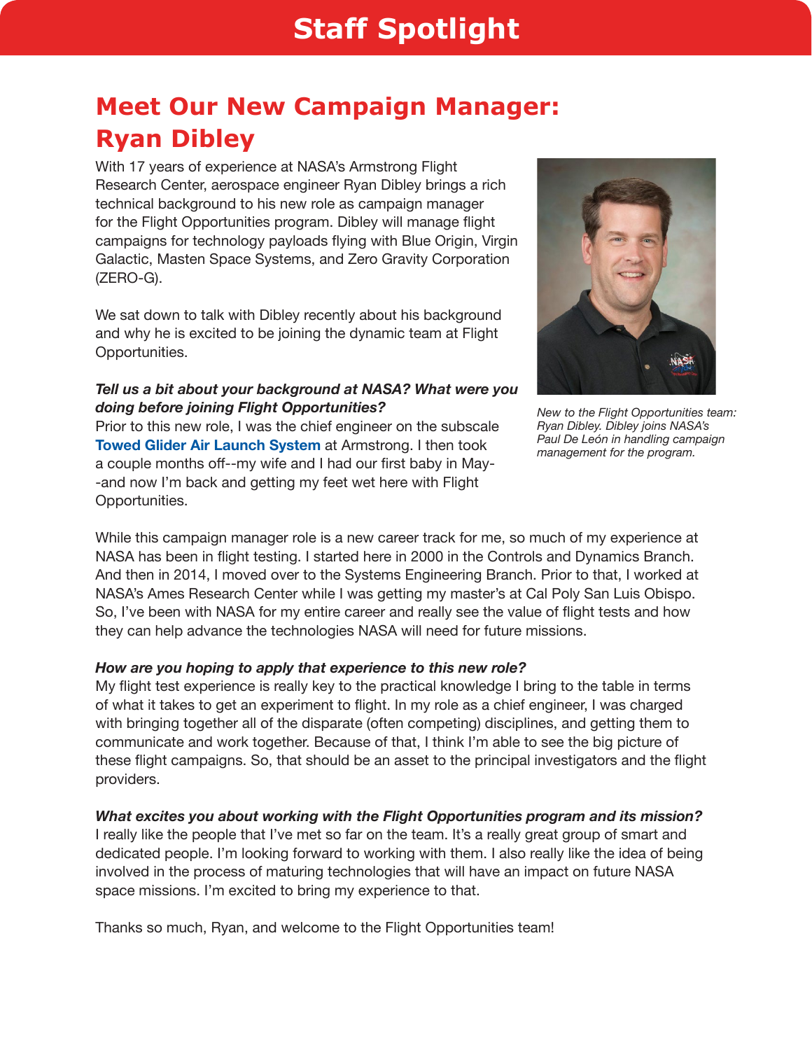# Staff Spotlight

## Meet Our New Campaign Manager: Ryan Dibley

With 17 years of experience at NASA's Armstrong Flight Research Center, aerospace engineer Ryan Dibley brings a rich technical background to his new role as campaign manager for the Flight Opportunities program. Dibley will manage flight campaigns for technology payloads flying with Blue Origin, Virgin Galactic, Masten Space Systems, and Zero Gravity Corporation (ZERO-G).

We sat down to talk with Dibley recently about his background and why he is excited to be joining the dynamic team at Flight Opportunities.

*New to the Flight Opportunities team: Ryan Dibley. Dibley joins NASA's Paul De León in handling campaign management for the program.*

***Tell us a bit about your background at NASA? What were you doing before joining Flight Opportunities?***
Prior to this new role, I was the chief engineer on the subscale **Towed Glider Air Launch System** at Armstrong. I then took a couple months off--my wife and I had our first baby in May--and now I'm back and getting my feet wet here with Flight Opportunities.

While this campaign manager role is a new career track for me, so much of my experience at NASA has been in flight testing. I started here in 2000 in the Controls and Dynamics Branch. And then in 2014, I moved over to the Systems Engineering Branch. Prior to that, I worked at NASA's Ames Research Center while I was getting my master's at Cal Poly San Luis Obispo. So, I've been with NASA for my entire career and really see the value of flight tests and how they can help advance the technologies NASA will need for future missions.

***How are you hoping to apply that experience to this new role?***
My flight test experience is really key to the practical knowledge I bring to the table in terms of what it takes to get an experiment to flight. In my role as a chief engineer, I was charged with bringing together all of the disparate (often competing) disciplines, and getting them to communicate and work together. Because of that, I think I'm able to see the big picture of these flight campaigns. So, that should be an asset to the principal investigators and the flight providers.

***What excites you about working with the Flight Opportunities program and its mission?***
I really like the people that I've met so far on the team. It's a really great group of smart and dedicated people. I'm looking forward to working with them. I also really like the idea of being involved in the process of maturing technologies that will have an impact on future NASA space missions. I'm excited to bring my experience to that.

Thanks so much, Ryan, and welcome to the Flight Opportunities team!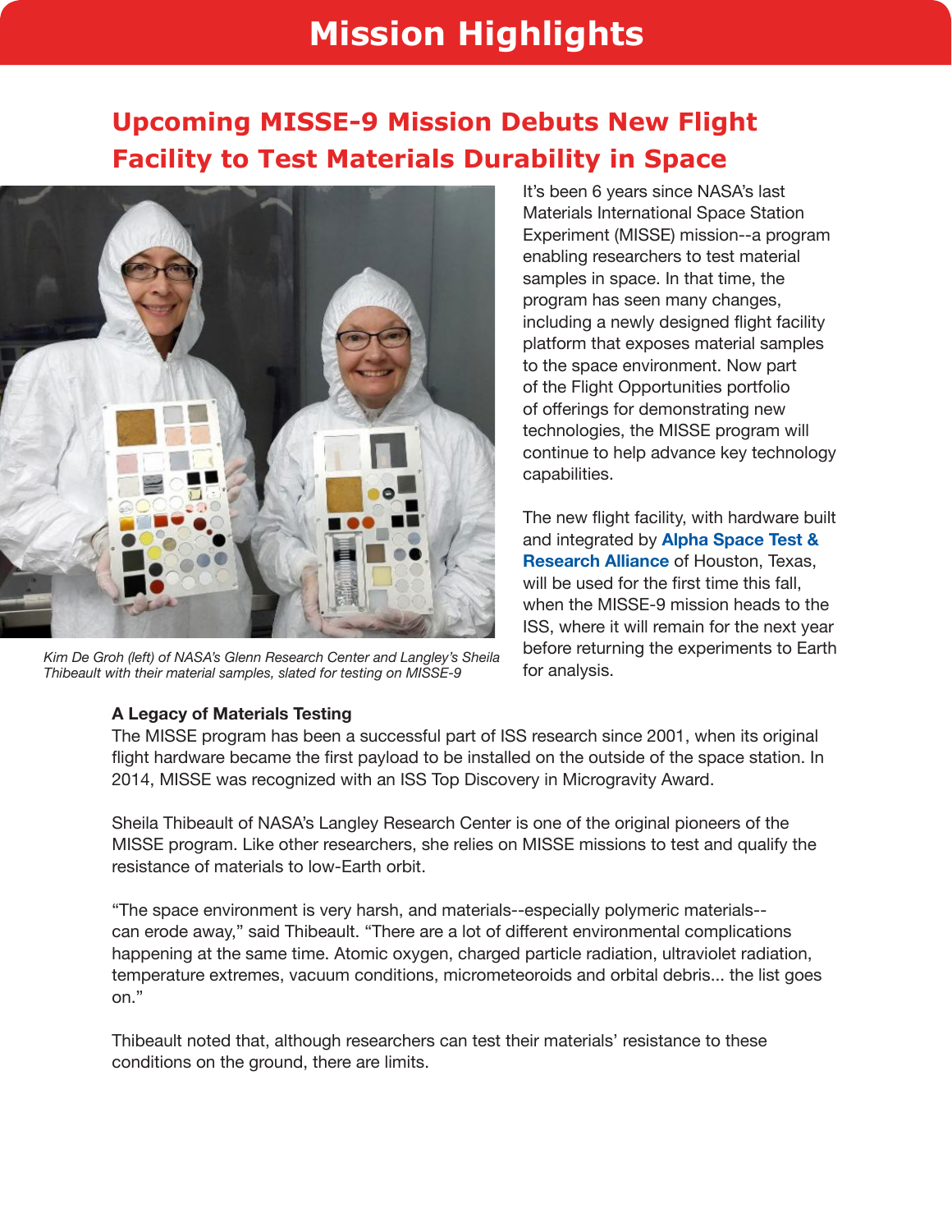# Mission Highlights

## Upcoming MISSE-9 Mission Debuts New Flight Facility to Test Materials Durability in Space

*Kim De Groh (left) of NASA's Glenn Research Center and Langley's Sheila Thibeault with their material samples, slated for testing on MISSE-9*

It's been 6 years since NASA's last Materials International Space Station Experiment (MISSE) mission--a program enabling researchers to test material samples in space. In that time, the program has seen many changes, including a newly designed flight facility platform that exposes material samples to the space environment. Now part of the Flight Opportunities portfolio of offerings for demonstrating new technologies, the MISSE program will continue to help advance key technology capabilities.

The new flight facility, with hardware built and integrated by **Alpha Space Test & Research Alliance** of Houston, Texas, will be used for the first time this fall, when the MISSE-9 mission heads to the ISS, where it will remain for the next year before returning the experiments to Earth for analysis.

**A Legacy of Materials Testing**

The MISSE program has been a successful part of ISS research since 2001, when its original flight hardware became the first payload to be installed on the outside of the space station. In 2014, MISSE was recognized with an ISS Top Discovery in Microgravity Award.

Sheila Thibeault of NASA's Langley Research Center is one of the original pioneers of the MISSE program. Like other researchers, she relies on MISSE missions to test and qualify the resistance of materials to low-Earth orbit.

"The space environment is very harsh, and materials--especially polymeric materials--can erode away," said Thibeault. "There are a lot of different environmental complications happening at the same time. Atomic oxygen, charged particle radiation, ultraviolet radiation, temperature extremes, vacuum conditions, micrometeoroids and orbital debris... the list goes on."

Thibeault noted that, although researchers can test their materials' resistance to these conditions on the ground, there are limits.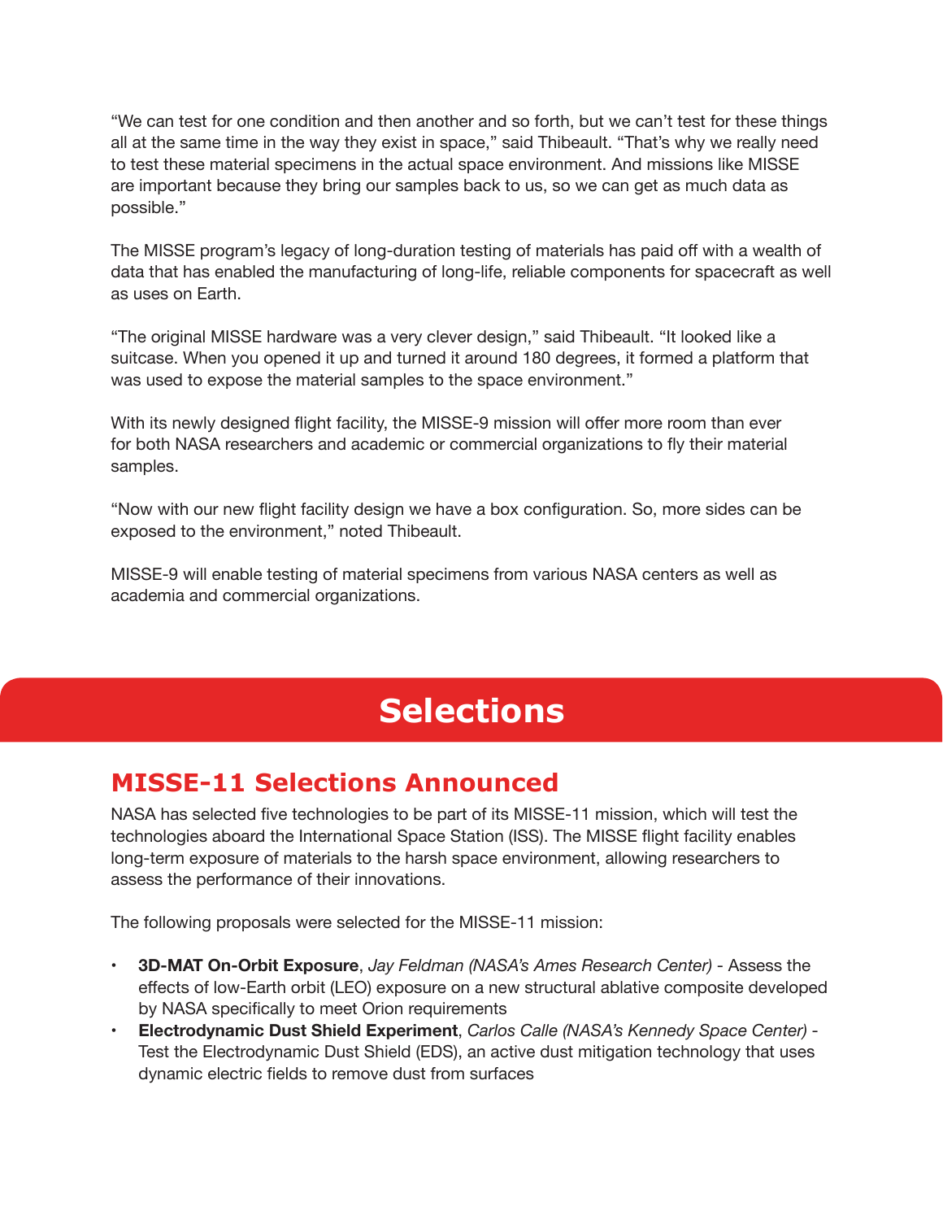"We can test for one condition and then another and so forth, but we can't test for these things all at the same time in the way they exist in space," said Thibeault. "That's why we really need to test these material specimens in the actual space environment. And missions like MISSE are important because they bring our samples back to us, so we can get as much data as possible."

The MISSE program's legacy of long-duration testing of materials has paid off with a wealth of data that has enabled the manufacturing of long-life, reliable components for spacecraft as well as uses on Earth.

"The original MISSE hardware was a very clever design," said Thibeault. "It looked like a suitcase. When you opened it up and turned it around 180 degrees, it formed a platform that was used to expose the material samples to the space environment."

With its newly designed flight facility, the MISSE-9 mission will offer more room than ever for both NASA researchers and academic or commercial organizations to fly their material samples.

"Now with our new flight facility design we have a box configuration. So, more sides can be exposed to the environment," noted Thibeault.

MISSE-9 will enable testing of material specimens from various NASA centers as well as academia and commercial organizations.

# Selections

## MISSE-11 Selections Announced

NASA has selected five technologies to be part of its MISSE-11 mission, which will test the technologies aboard the International Space Station (ISS). The MISSE flight facility enables long-term exposure of materials to the harsh space environment, allowing researchers to assess the performance of their innovations.

The following proposals were selected for the MISSE-11 mission:

- **3D-MAT On-Orbit Exposure**, *Jay Feldman (NASA's Ames Research Center)* - Assess the effects of low-Earth orbit (LEO) exposure on a new structural ablative composite developed by NASA specifically to meet Orion requirements
- **Electrodynamic Dust Shield Experiment**, *Carlos Calle (NASA's Kennedy Space Center)* - Test the Electrodynamic Dust Shield (EDS), an active dust mitigation technology that uses dynamic electric fields to remove dust from surfaces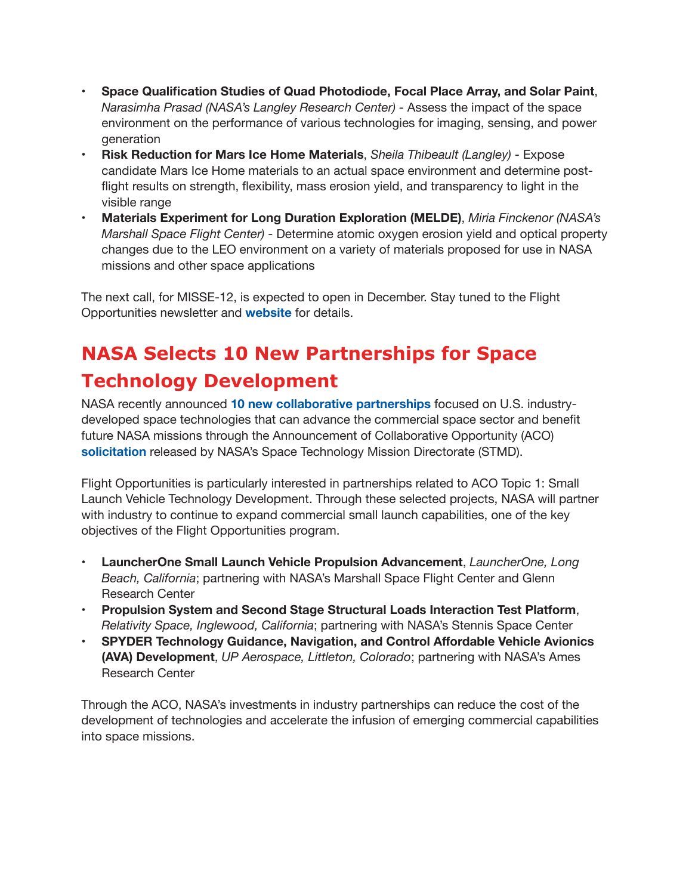- **Space Qualification Studies of Quad Photodiode, Focal Place Array, and Solar Paint**, *Narasimha Prasad (NASA's Langley Research Center)* - Assess the impact of the space environment on the performance of various technologies for imaging, sensing, and power generation
- **Risk Reduction for Mars Ice Home Materials**, *Sheila Thibeault (Langley)* - Expose candidate Mars Ice Home materials to an actual space environment and determine post-flight results on strength, flexibility, mass erosion yield, and transparency to light in the visible range
- **Materials Experiment for Long Duration Exploration (MELDE)**, *Miria Finckenor (NASA's Marshall Space Flight Center)* - Determine atomic oxygen erosion yield and optical property changes due to the LEO environment on a variety of materials proposed for use in NASA missions and other space applications

The next call, for MISSE-12, is expected to open in December. Stay tuned to the Flight Opportunities newsletter and **website** for details.

## NASA Selects 10 New Partnerships for Space Technology Development

NASA recently announced **10 new collaborative partnerships** focused on U.S. industry-developed space technologies that can advance the commercial space sector and benefit future NASA missions through the Announcement of Collaborative Opportunity (ACO) **solicitation** released by NASA's Space Technology Mission Directorate (STMD).

Flight Opportunities is particularly interested in partnerships related to ACO Topic 1: Small Launch Vehicle Technology Development. Through these selected projects, NASA will partner with industry to continue to expand commercial small launch capabilities, one of the key objectives of the Flight Opportunities program.

- **LauncherOne Small Launch Vehicle Propulsion Advancement**, *LauncherOne, Long Beach, California*; partnering with NASA's Marshall Space Flight Center and Glenn Research Center
- **Propulsion System and Second Stage Structural Loads Interaction Test Platform**, *Relativity Space, Inglewood, California*; partnering with NASA's Stennis Space Center
- **SPYDER Technology Guidance, Navigation, and Control Affordable Vehicle Avionics (AVA) Development**, *UP Aerospace, Littleton, Colorado*; partnering with NASA's Ames Research Center

Through the ACO, NASA's investments in industry partnerships can reduce the cost of the development of technologies and accelerate the infusion of emerging commercial capabilities into space missions.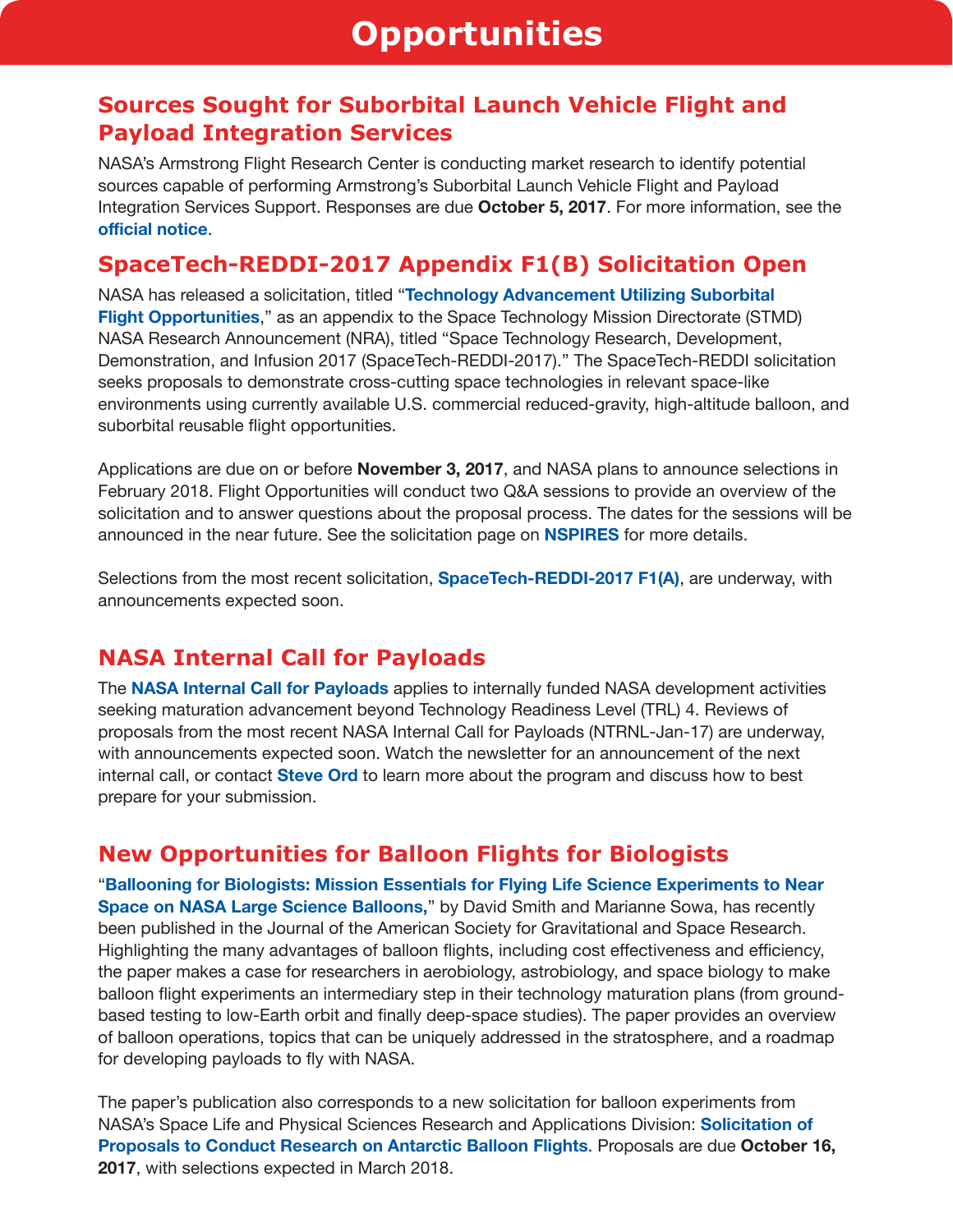# Opportunities

## Sources Sought for Suborbital Launch Vehicle Flight and Payload Integration Services

NASA's Armstrong Flight Research Center is conducting market research to identify potential sources capable of performing Armstrong's Suborbital Launch Vehicle Flight and Payload Integration Services Support. Responses are due **October 5, 2017**. For more information, see the **official notice**.

## SpaceTech-REDDI-2017 Appendix F1(B) Solicitation Open

NASA has released a solicitation, titled "**Technology Advancement Utilizing Suborbital Flight Opportunities**," as an appendix to the Space Technology Mission Directorate (STMD) NASA Research Announcement (NRA), titled "Space Technology Research, Development, Demonstration, and Infusion 2017 (SpaceTech-REDDI-2017)." The SpaceTech-REDDI solicitation seeks proposals to demonstrate cross-cutting space technologies in relevant space-like environments using currently available U.S. commercial reduced-gravity, high-altitude balloon, and suborbital reusable flight opportunities.

Applications are due on or before **November 3, 2017**, and NASA plans to announce selections in February 2018. Flight Opportunities will conduct two Q&A sessions to provide an overview of the solicitation and to answer questions about the proposal process. The dates for the sessions will be announced in the near future. See the solicitation page on **NSPIRES** for more details.

Selections from the most recent solicitation, **SpaceTech-REDDI-2017 F1(A)**, are underway, with announcements expected soon.

## NASA Internal Call for Payloads

The **NASA Internal Call for Payloads** applies to internally funded NASA development activities seeking maturation advancement beyond Technology Readiness Level (TRL) 4. Reviews of proposals from the most recent NASA Internal Call for Payloads (NTRNL-Jan-17) are underway, with announcements expected soon. Watch the newsletter for an announcement of the next internal call, or contact **Steve Ord** to learn more about the program and discuss how to best prepare for your submission.

## New Opportunities for Balloon Flights for Biologists

"**Ballooning for Biologists: Mission Essentials for Flying Life Science Experiments to Near Space on NASA Large Science Balloons,**" by David Smith and Marianne Sowa, has recently been published in the Journal of the American Society for Gravitational and Space Research. Highlighting the many advantages of balloon flights, including cost effectiveness and efficiency, the paper makes a case for researchers in aerobiology, astrobiology, and space biology to make balloon flight experiments an intermediary step in their technology maturation plans (from ground-based testing to low-Earth orbit and finally deep-space studies). The paper provides an overview of balloon operations, topics that can be uniquely addressed in the stratosphere, and a roadmap for developing payloads to fly with NASA.

The paper's publication also corresponds to a new solicitation for balloon experiments from NASA's Space Life and Physical Sciences Research and Applications Division: **Solicitation of Proposals to Conduct Research on Antarctic Balloon Flights**. Proposals are due **October 16, 2017**, with selections expected in March 2018.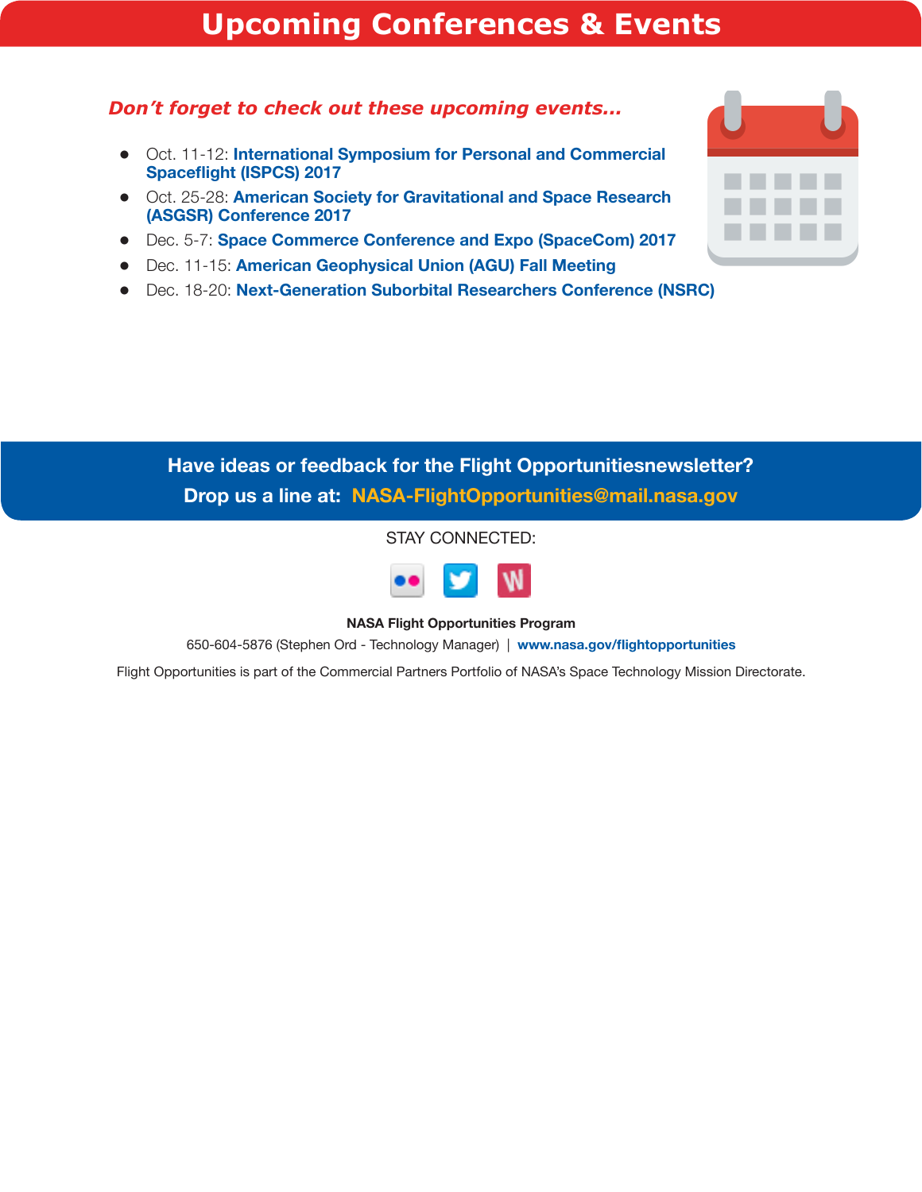# Upcoming Conferences & Events

***Don't forget to check out these upcoming events…***

- Oct. 11-12: **International Symposium for Personal and Commercial Spaceflight (ISPCS) 2017**
- Oct. 25-28: **American Society for Gravitational and Space Research (ASGSR) Conference 2017**
- Dec. 5-7: **Space Commerce Conference and Expo (SpaceCom) 2017**
- Dec. 11-15: **American Geophysical Union (AGU) Fall Meeting**
- Dec. 18-20: **Next-Generation Suborbital Researchers Conference (NSRC)**

**Have ideas or feedback for the Flight Opportunitiesnewsletter?**

**Drop us a line at: NASA-FlightOpportunities@mail.nasa.gov**

STAY CONNECTED:

**NASA Flight Opportunities Program**

650-604-5876 (Stephen Ord - Technology Manager) | **www.nasa.gov/flightopportunities**

Flight Opportunities is part of the Commercial Partners Portfolio of NASA's Space Technology Mission Directorate.